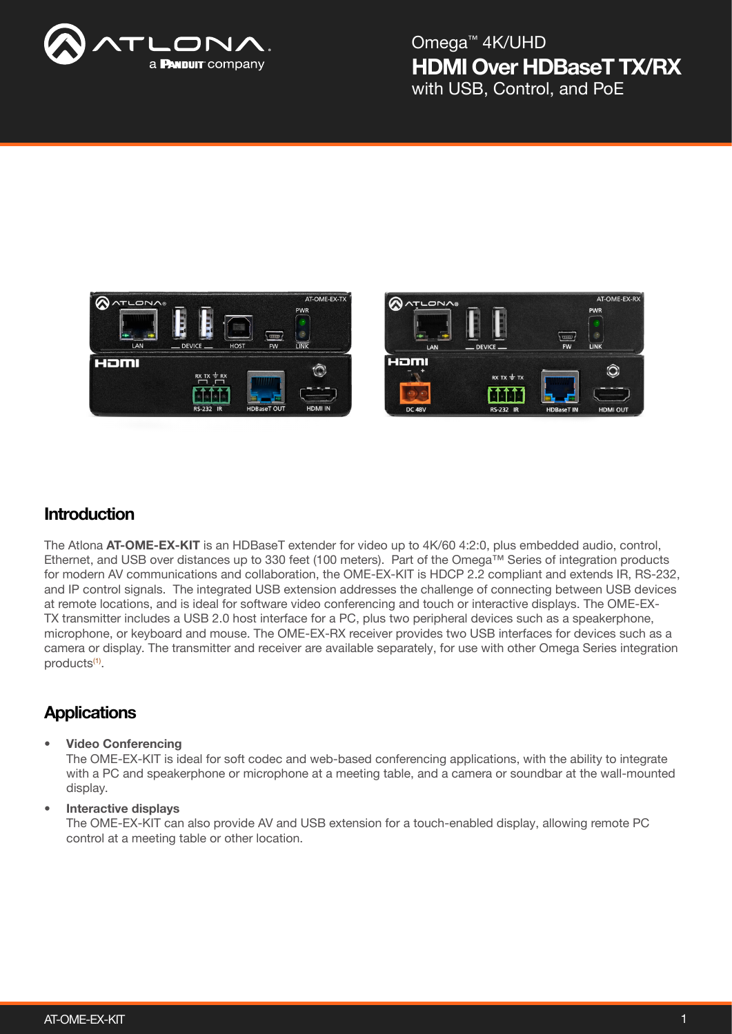# Omega™ 4K/UHD HDMI Over HDBaseT TX/RX with USB, Control, and PoE

## Introduction

The Atlona **AT-OME-EX-KIT** is an HDBaseT extender for video up to 4K/60 4:2:0, plus embedded audio, control, Ethernet, and USB over distances up to 330 feet (100 meters). Part of the Omega™ Series of integration products for modern AV communications and collaboration, the OME-EX-KIT is HDCP 2.2 compliant and extends IR, RS-232, and IP control signals. The integrated USB extension addresses the challenge of connecting between USB devices at remote locations, and is ideal for software video conferencing and touch or interactive displays. The OME-EX-TX transmitter includes a USB 2.0 host interface for a PC, plus two peripheral devices such as a speakerphone, microphone, or keyboard and mouse. The OME-EX-RX receiver provides two USB interfaces for devices such as a camera or display. The transmitter and receiver are available separately, for use with other Omega Series integration products[1].

## Applications

- **Video Conferencing**
  The OME-EX-KIT is ideal for soft codec and web-based conferencing applications, with the ability to integrate with a PC and speakerphone or microphone at a meeting table, and a camera or soundbar at the wall-mounted display.
- **Interactive displays**
  The OME-EX-KIT can also provide AV and USB extension for a touch-enabled display, allowing remote PC control at a meeting table or other location.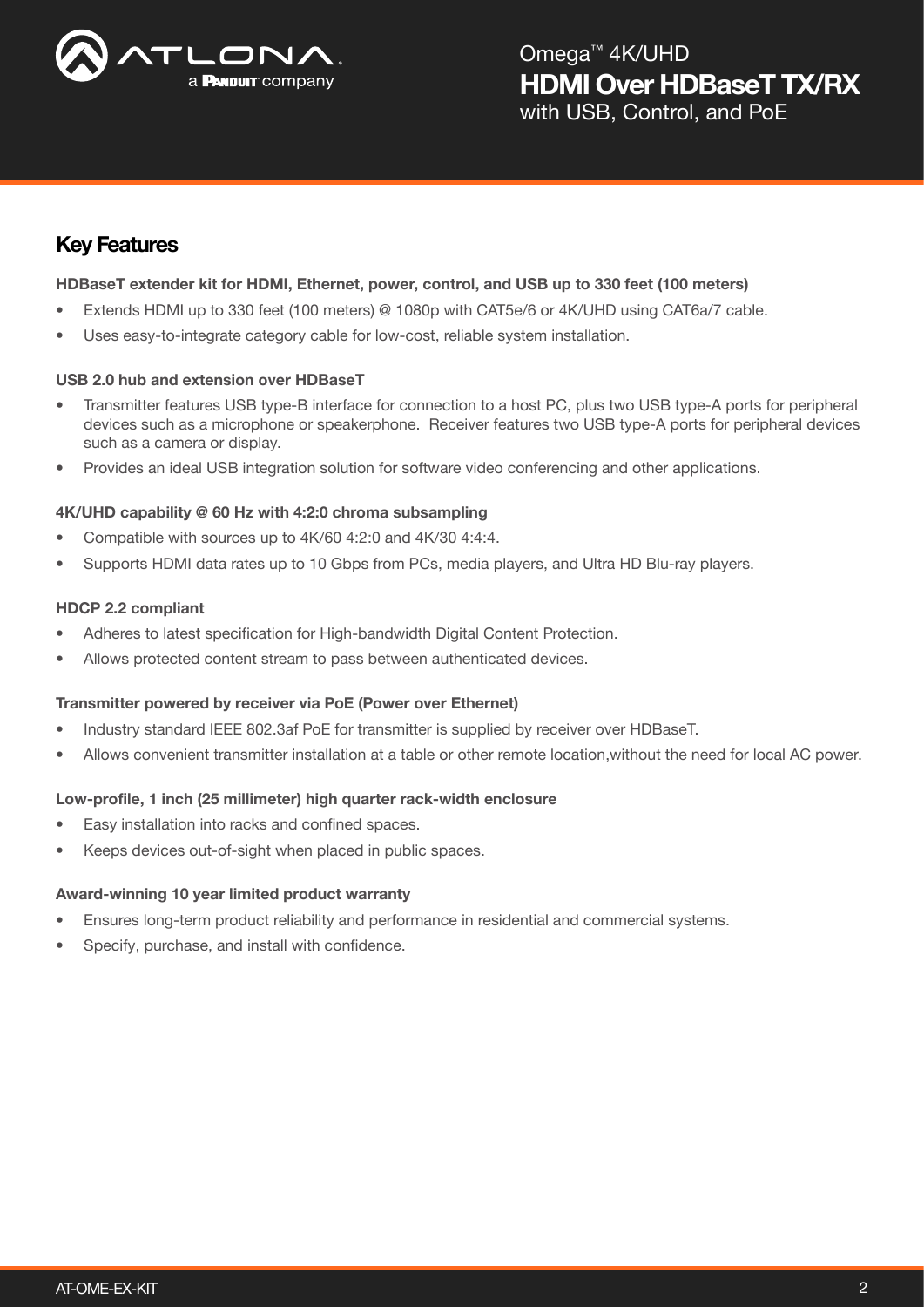## Key Features

**HDBaseT extender kit for HDMI, Ethernet, power, control, and USB up to 330 feet (100 meters)**

- Extends HDMI up to 330 feet (100 meters) @ 1080p with CAT5e/6 or 4K/UHD using CAT6a/7 cable.
- Uses easy-to-integrate category cable for low-cost, reliable system installation.

**USB 2.0 hub and extension over HDBaseT**

- Transmitter features USB type-B interface for connection to a host PC, plus two USB type-A ports for peripheral devices such as a microphone or speakerphone. Receiver features two USB type-A ports for peripheral devices such as a camera or display.
- Provides an ideal USB integration solution for software video conferencing and other applications.

**4K/UHD capability @ 60 Hz with 4:2:0 chroma subsampling**

- Compatible with sources up to 4K/60 4:2:0 and 4K/30 4:4:4.
- Supports HDMI data rates up to 10 Gbps from PCs, media players, and Ultra HD Blu-ray players.

**HDCP 2.2 compliant**

- Adheres to latest specification for High-bandwidth Digital Content Protection.
- Allows protected content stream to pass between authenticated devices.

**Transmitter powered by receiver via PoE (Power over Ethernet)**

- Industry standard IEEE 802.3af PoE for transmitter is supplied by receiver over HDBaseT.
- Allows convenient transmitter installation at a table or other remote location,without the need for local AC power.

**Low-profile, 1 inch (25 millimeter) high quarter rack-width enclosure**

- Easy installation into racks and confined spaces.
- Keeps devices out-of-sight when placed in public spaces.

**Award-winning 10 year limited product warranty**

- Ensures long-term product reliability and performance in residential and commercial systems.
- Specify, purchase, and install with confidence.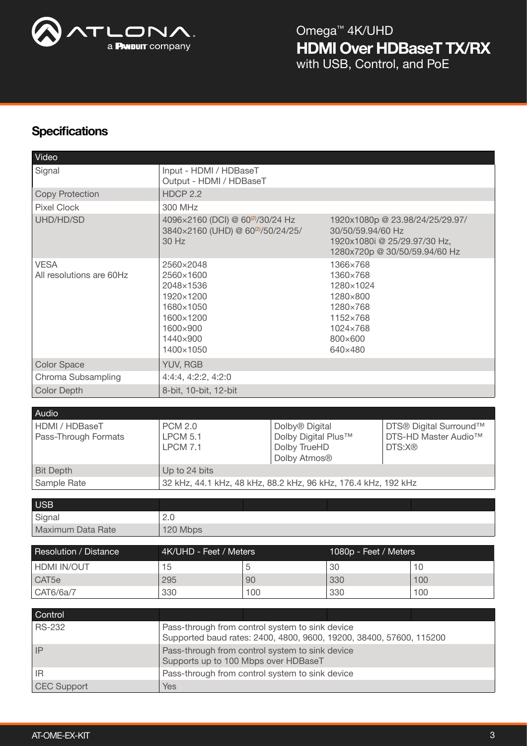## Specifications

| Video | | |
|---|---|---|
| Signal | Input - HDMI / HDBaseT<br>Output - HDMI / HDBaseT | |
| Copy Protection | HDCP 2.2 | |
| Pixel Clock | 300 MHz | |
| UHD/HD/SD | 4096×2160 (DCI) @ 60[2]/30/24 Hz<br>3840×2160 (UHD) @ 60[2]/50/24/25/30 Hz | 1920x1080p @ 23.98/24/25/29.97/30/50/59.94/60 Hz<br>1920x1080i @ 25/29.97/30 Hz,<br>1280x720p @ 30/50/59.94/60 Hz |
| VESA<br>All resolutions are 60Hz | 2560×2048<br>2560×1600<br>2048×1536<br>1920×1200<br>1680×1050<br>1600×1200<br>1600×900<br>1440×900<br>1400×1050 | 1366×768<br>1360×768<br>1280×1024<br>1280×800<br>1280×768<br>1152×768<br>1024×768<br>800×600<br>640×480 |
| Color Space | YUV, RGB | |
| Chroma Subsampling | 4:4:4, 4:2:2, 4:2:0 | |
| Color Depth | 8-bit, 10-bit, 12-bit | |

| Audio | | | |
|---|---|---|---|
| HDMI / HDBaseT Pass-Through Formats | PCM 2.0<br>LPCM 5.1<br>LPCM 7.1 | Dolby® Digital<br>Dolby Digital Plus™<br>Dolby TrueHD<br>Dolby Atmos® | DTS® Digital Surround™<br>DTS-HD Master Audio™<br>DTS:X® |
| Bit Depth | Up to 24 bits | | |
| Sample Rate | 32 kHz, 44.1 kHz, 48 kHz, 88.2 kHz, 96 kHz, 176.4 kHz, 192 kHz | | |

| USB | |
|---|---|
| Signal | 2.0 |
| Maximum Data Rate | 120 Mbps |

| Resolution / Distance | 4K/UHD - Feet / Meters | | 1080p - Feet / Meters | |
|---|---|---|---|---|
| HDMI IN/OUT | 15 | 5 | 30 | 10 |
| CAT5e | 295 | 90 | 330 | 100 |
| CAT6/6a/7 | 330 | 100 | 330 | 100 |

| Control | |
|---|---|
| RS-232 | Pass-through from control system to sink device<br>Supported baud rates: 2400, 4800, 9600, 19200, 38400, 57600, 115200 |
| IP | Pass-through from control system to sink device<br>Supports up to 100 Mbps over HDBaseT |
| IR | Pass-through from control system to sink device |
| CEC Support | Yes |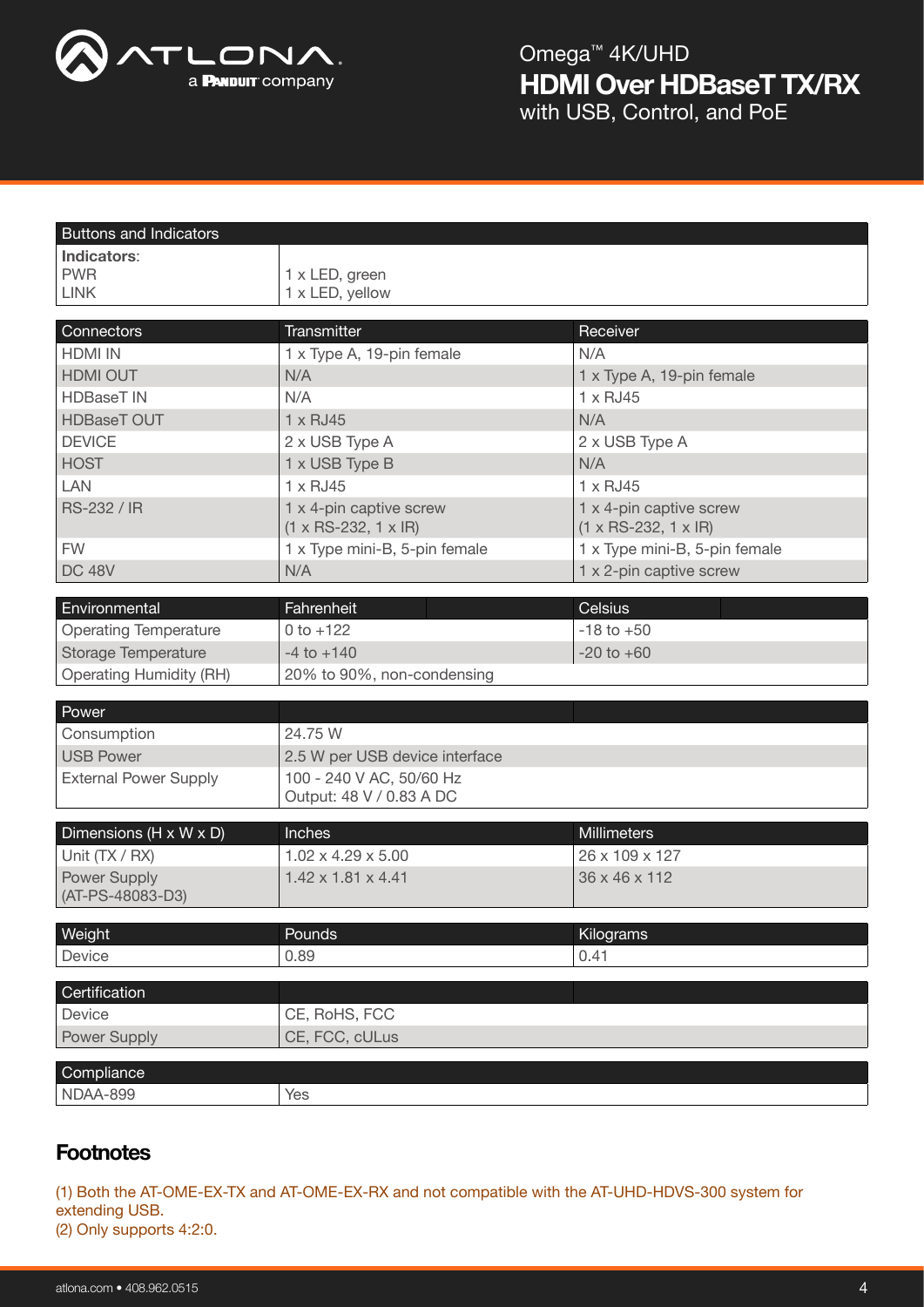| Buttons and Indicators | |
|---|---|
| **Indicators**:<br>PWR<br>LINK | <br>1 x LED, green<br>1 x LED, yellow |

| Connectors | Transmitter | Receiver |
|---|---|---|
| HDMI IN | 1 x Type A, 19-pin female | N/A |
| HDMI OUT | N/A | 1 x Type A, 19-pin female |
| HDBaseT IN | N/A | 1 x RJ45 |
| HDBaseT OUT | 1 x RJ45 | N/A |
| DEVICE | 2 x USB Type A | 2 x USB Type A |
| HOST | 1 x USB Type B | N/A |
| LAN | 1 x RJ45 | 1 x RJ45 |
| RS-232 / IR | 1 x 4-pin captive screw<br>(1 x RS-232, 1 x IR) | 1 x 4-pin captive screw<br>(1 x RS-232, 1 x IR) |
| FW | 1 x Type mini-B, 5-pin female | 1 x Type mini-B, 5-pin female |
| DC 48V | N/A | 1 x 2-pin captive screw |

| Environmental | Fahrenheit | Celsius |
|---|---|---|
| Operating Temperature | 0 to +122 | -18 to +50 |
| Storage Temperature | -4 to +140 | -20 to +60 |
| Operating Humidity (RH) | 20% to 90%, non-condensing | |

| Power | |
|---|---|
| Consumption | 24.75 W |
| USB Power | 2.5 W per USB device interface |
| External Power Supply | 100 - 240 V AC, 50/60 Hz<br>Output: 48 V / 0.83 A DC |

| Dimensions (H x W x D) | Inches | Millimeters |
|---|---|---|
| Unit (TX / RX) | 1.02 x 4.29 x 5.00 | 26 x 109 x 127 |
| Power Supply (AT-PS-48083-D3) | 1.42 x 1.81 x 4.41 | 36 x 46 x 112 |

| Weight | Pounds | Kilograms |
|---|---|---|
| Device | 0.89 | 0.41 |

| Certification | |
|---|---|
| Device | CE, RoHS, FCC |
| Power Supply | CE, FCC, cULus |

| Compliance | |
|---|---|
| NDAA-899 | Yes |

## Footnotes

(1) Both the AT-OME-EX-TX and AT-OME-EX-RX and not compatible with the AT-UHD-HDVS-300 system for extending USB.
(2) Only supports 4:2:0.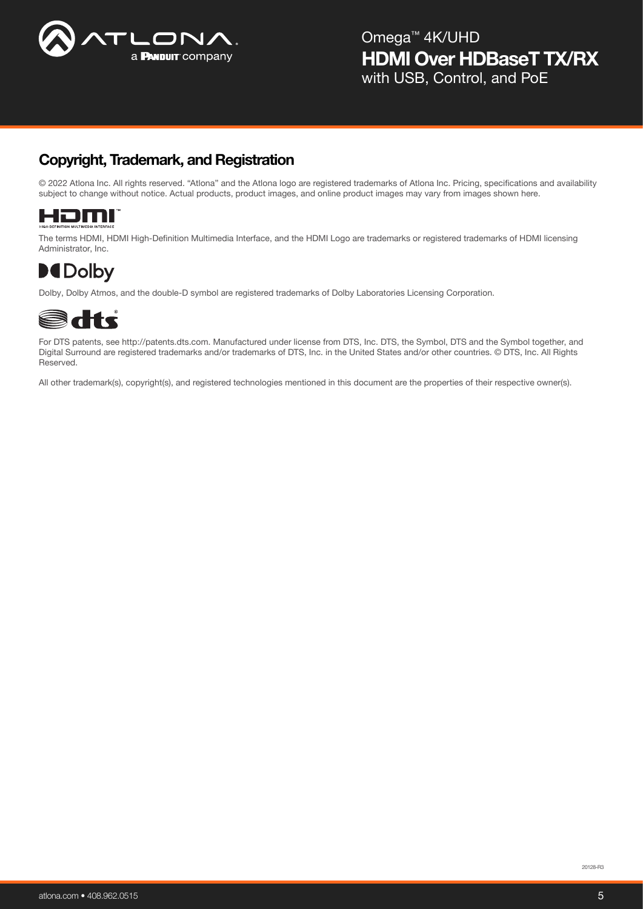## Copyright, Trademark, and Registration

© 2022 Atlona Inc. All rights reserved. "Atlona" and the Atlona logo are registered trademarks of Atlona Inc. Pricing, specifications and availability subject to change without notice. Actual products, product images, and online product images may vary from images shown here.

The terms HDMI, HDMI High-Definition Multimedia Interface, and the HDMI Logo are trademarks or registered trademarks of HDMI licensing Administrator, Inc.

Dolby, Dolby Atmos, and the double-D symbol are registered trademarks of Dolby Laboratories Licensing Corporation.

For DTS patents, see http://patents.dts.com. Manufactured under license from DTS, Inc. DTS, the Symbol, DTS and the Symbol together, and Digital Surround are registered trademarks and/or trademarks of DTS, Inc. in the United States and/or other countries. © DTS, Inc. All Rights Reserved.

All other trademark(s), copyright(s), and registered technologies mentioned in this document are the properties of their respective owner(s).

20128-R3